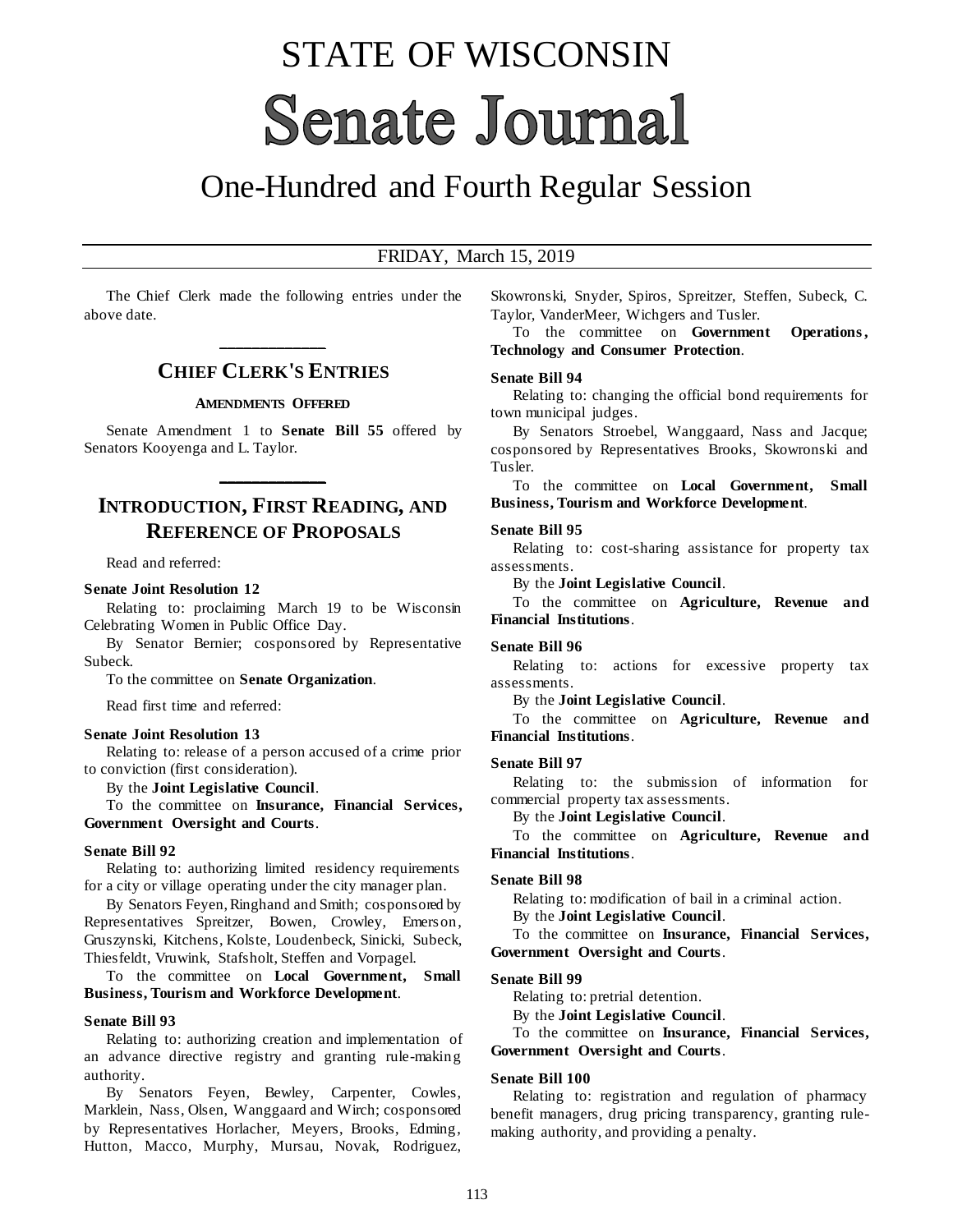# STATE OF WISCONSIN

# Senate Journal

## One-Hundred and Fourth Regular Session

FRIDAY, March 15, 2019

The Chief Clerk made the following entries under the above date.

## CHIEF CLERK'S ENTRIES

### AMENDMENTS OFFERED

Senate Amendment 1 to **Senate Bill 55** offered by Senators Kooyenga and L. Taylor.

## INTRODUCTION, FIRST READING, AND REFERENCE OF PROPOSALS

Read and referred:

**Senate Joint Resolution 12**

Relating to: proclaiming March 19 to be Wisconsin Celebrating Women in Public Office Day.

By Senator Bernier; cosponsored by Representative Subeck.

To the committee on **Senate Organization**.

Read first time and referred:

**Senate Joint Resolution 13**

Relating to: release of a person accused of a crime prior to conviction (first consideration).

By the **Joint Legislative Council**.

To the committee on **Insurance, Financial Services, Government Oversight and Courts**.

**Senate Bill 92**

Relating to: authorizing limited residency requirements for a city or village operating under the city manager plan.

By Senators Feyen, Ringhand and Smith; cosponsored by Representatives Spreitzer, Bowen, Crowley, Emerson, Gruszynski, Kitchens, Kolste, Loudenbeck, Sinicki, Subeck, Thiesfeldt, Vruwink, Stafsholt, Steffen and Vorpagel.

To the committee on **Local Government, Small Business, Tourism and Workforce Development**.

**Senate Bill 93**

Relating to: authorizing creation and implementation of an advance directive registry and granting rule-making authority.

By Senators Feyen, Bewley, Carpenter, Cowles, Marklein, Nass, Olsen, Wanggaard and Wirch; cosponsored by Representatives Horlacher, Meyers, Brooks, Edming, Hutton, Macco, Murphy, Mursau, Novak, Rodriguez, Skowronski, Snyder, Spiros, Spreitzer, Steffen, Subeck, C. Taylor, VanderMeer, Wichgers and Tusler.

To the committee on **Government Operations, Technology and Consumer Protection**.

**Senate Bill 94**

Relating to: changing the official bond requirements for town municipal judges.

By Senators Stroebel, Wanggaard, Nass and Jacque; cosponsored by Representatives Brooks, Skowronski and Tusler.

To the committee on **Local Government, Small Business, Tourism and Workforce Development**.

**Senate Bill 95**

Relating to: cost-sharing assistance for property tax assessments.

By the **Joint Legislative Council**.

To the committee on **Agriculture, Revenue and Financial Institutions**.

**Senate Bill 96**

Relating to: actions for excessive property tax assessments.

By the **Joint Legislative Council**.

To the committee on **Agriculture, Revenue and Financial Institutions**.

**Senate Bill 97**

Relating to: the submission of information for commercial property tax assessments.

By the **Joint Legislative Council**.

To the committee on **Agriculture, Revenue and Financial Institutions**.

**Senate Bill 98**

Relating to: modification of bail in a criminal action.

By the **Joint Legislative Council**.

To the committee on **Insurance, Financial Services, Government Oversight and Courts**.

**Senate Bill 99**

Relating to: pretrial detention.

By the **Joint Legislative Council**.

To the committee on **Insurance, Financial Services, Government Oversight and Courts**.

**Senate Bill 100**

Relating to: registration and regulation of pharmacy benefit managers, drug pricing transparency, granting rule-making authority, and providing a penalty.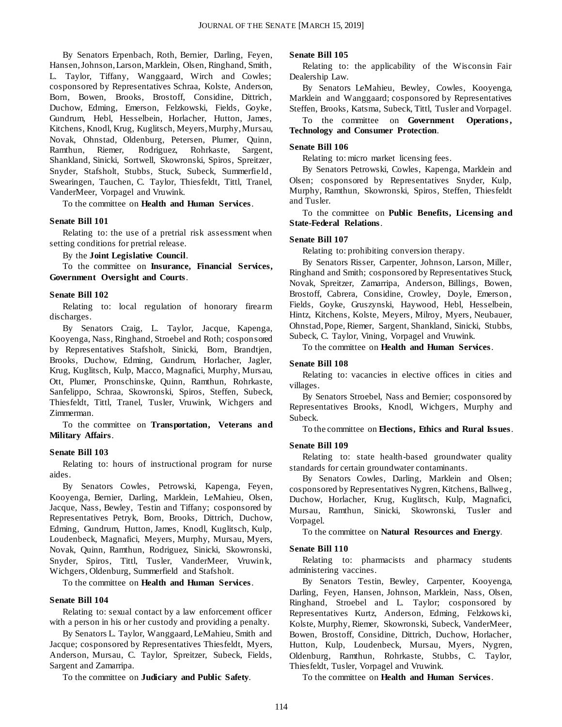By Senators Erpenbach, Roth, Bernier, Darling, Feyen, Hansen, Johnson, Larson, Marklein, Olsen, Ringhand, Smith, L. Taylor, Tiffany, Wanggaard, Wirch and Cowles; cosponsored by Representatives Schraa, Kolste, Anderson, Born, Bowen, Brooks, Brostoff, Considine, Dittrich, Duchow, Edming, Emerson, Felzkowski, Fields, Goyke, Gundrum, Hebl, Hesselbein, Horlacher, Hutton, James, Kitchens, Knodl, Krug, Kuglitsch, Meyers, Murphy, Mursau, Novak, Ohnstad, Oldenburg, Petersen, Plumer, Quinn, Ramthun, Riemer, Rodriguez, Rohrkaste, Sargent, Shankland, Sinicki, Sortwell, Skowronski, Spiros, Spreitzer, Snyder, Stafsholt, Stubbs, Stuck, Subeck, Summerfield, Swearingen, Tauchen, C. Taylor, Thiesfeldt, Tittl, Tranel, VanderMeer, Vorpagel and Vruwink.

To the committee on **Health and Human Services**.

**Senate Bill 101**

Relating to: the use of a pretrial risk assessment when setting conditions for pretrial release.

By the **Joint Legislative Council**.

To the committee on **Insurance, Financial Services, Government Oversight and Courts**.

**Senate Bill 102**

Relating to: local regulation of honorary firearm discharges.

By Senators Craig, L. Taylor, Jacque, Kapenga, Kooyenga, Nass, Ringhand, Stroebel and Roth; cosponsored by Representatives Stafsholt, Sinicki, Born, Brandtjen, Brooks, Duchow, Edming, Gundrum, Horlacher, Jagler, Krug, Kuglitsch, Kulp, Macco, Magnafici, Murphy, Mursau, Ott, Plumer, Pronschinske, Quinn, Ramthun, Rohrkaste, Sanfelippo, Schraa, Skowronski, Spiros, Steffen, Subeck, Thiesfeldt, Tittl, Tranel, Tusler, Vruwink, Wichgers and Zimmerman.

To the committee on **Transportation, Veterans and Military Affairs**.

**Senate Bill 103**

Relating to: hours of instructional program for nurse aides.

By Senators Cowles, Petrowski, Kapenga, Feyen, Kooyenga, Bernier, Darling, Marklein, LeMahieu, Olsen, Jacque, Nass, Bewley, Testin and Tiffany; cosponsored by Representatives Petryk, Born, Brooks, Dittrich, Duchow, Edming, Gundrum, Hutton, James, Knodl, Kuglitsch, Kulp, Loudenbeck, Magnafici, Meyers, Murphy, Mursau, Myers, Novak, Quinn, Ramthun, Rodriguez, Sinicki, Skowronski, Snyder, Spiros, Tittl, Tusler, VanderMeer, Vruwink, Wichgers, Oldenburg, Summerfield and Stafsholt.

To the committee on **Health and Human Services**.

**Senate Bill 104**

Relating to: sexual contact by a law enforcement officer with a person in his or her custody and providing a penalty.

By Senators L. Taylor, Wanggaard, LeMahieu, Smith and Jacque; cosponsored by Representatives Thiesfeldt, Myers, Anderson, Mursau, C. Taylor, Spreitzer, Subeck, Fields, Sargent and Zamarripa.

To the committee on **Judiciary and Public Safety**.

**Senate Bill 105**

Relating to: the applicability of the Wisconsin Fair Dealership Law.

By Senators LeMahieu, Bewley, Cowles, Kooyenga, Marklein and Wanggaard; cosponsored by Representatives Steffen, Brooks, Katsma, Subeck, Tittl, Tusler and Vorpagel.

To the committee on **Government Operations, Technology and Consumer Protection**.

**Senate Bill 106**

Relating to: micro market licensing fees.

By Senators Petrowski, Cowles, Kapenga, Marklein and Olsen; cosponsored by Representatives Snyder, Kulp, Murphy, Ramthun, Skowronski, Spiros, Steffen, Thiesfeldt and Tusler.

To the committee on **Public Benefits, Licensing and State-Federal Relations**.

**Senate Bill 107**

Relating to: prohibiting conversion therapy.

By Senators Risser, Carpenter, Johnson, Larson, Miller, Ringhand and Smith; cosponsored by Representatives Stuck, Novak, Spreitzer, Zamarripa, Anderson, Billings, Bowen, Brostoff, Cabrera, Considine, Crowley, Doyle, Emerson, Fields, Goyke, Gruszynski, Haywood, Hebl, Hesselbein, Hintz, Kitchens, Kolste, Meyers, Milroy, Myers, Neubauer, Ohnstad, Pope, Riemer, Sargent, Shankland, Sinicki, Stubbs, Subeck, C. Taylor, Vining, Vorpagel and Vruwink.

To the committee on **Health and Human Services**.

**Senate Bill 108**

Relating to: vacancies in elective offices in cities and villages.

By Senators Stroebel, Nass and Bernier; cosponsored by Representatives Brooks, Knodl, Wichgers, Murphy and Subeck.

To the committee on **Elections, Ethics and Rural Issues**.

**Senate Bill 109**

Relating to: state health-based groundwater quality standards for certain groundwater contaminants.

By Senators Cowles, Darling, Marklein and Olsen; cosponsored by Representatives Nygren, Kitchens, Ballweg, Duchow, Horlacher, Krug, Kuglitsch, Kulp, Magnafici, Mursau, Ramthun, Sinicki, Skowronski, Tusler and Vorpagel.

To the committee on **Natural Resources and Energy**.

**Senate Bill 110**

Relating to: pharmacists and pharmacy students administering vaccines.

By Senators Testin, Bewley, Carpenter, Kooyenga, Darling, Feyen, Hansen, Johnson, Marklein, Nass, Olsen, Ringhand, Stroebel and L. Taylor; cosponsored by Representatives Kurtz, Anderson, Edming, Felzkowski, Kolste, Murphy, Riemer, Skowronski, Subeck, VanderMeer, Bowen, Brostoff, Considine, Dittrich, Duchow, Horlacher, Hutton, Kulp, Loudenbeck, Mursau, Myers, Nygren, Oldenburg, Ramthun, Rohrkaste, Stubbs, C. Taylor, Thiesfeldt, Tusler, Vorpagel and Vruwink.

To the committee on **Health and Human Services**.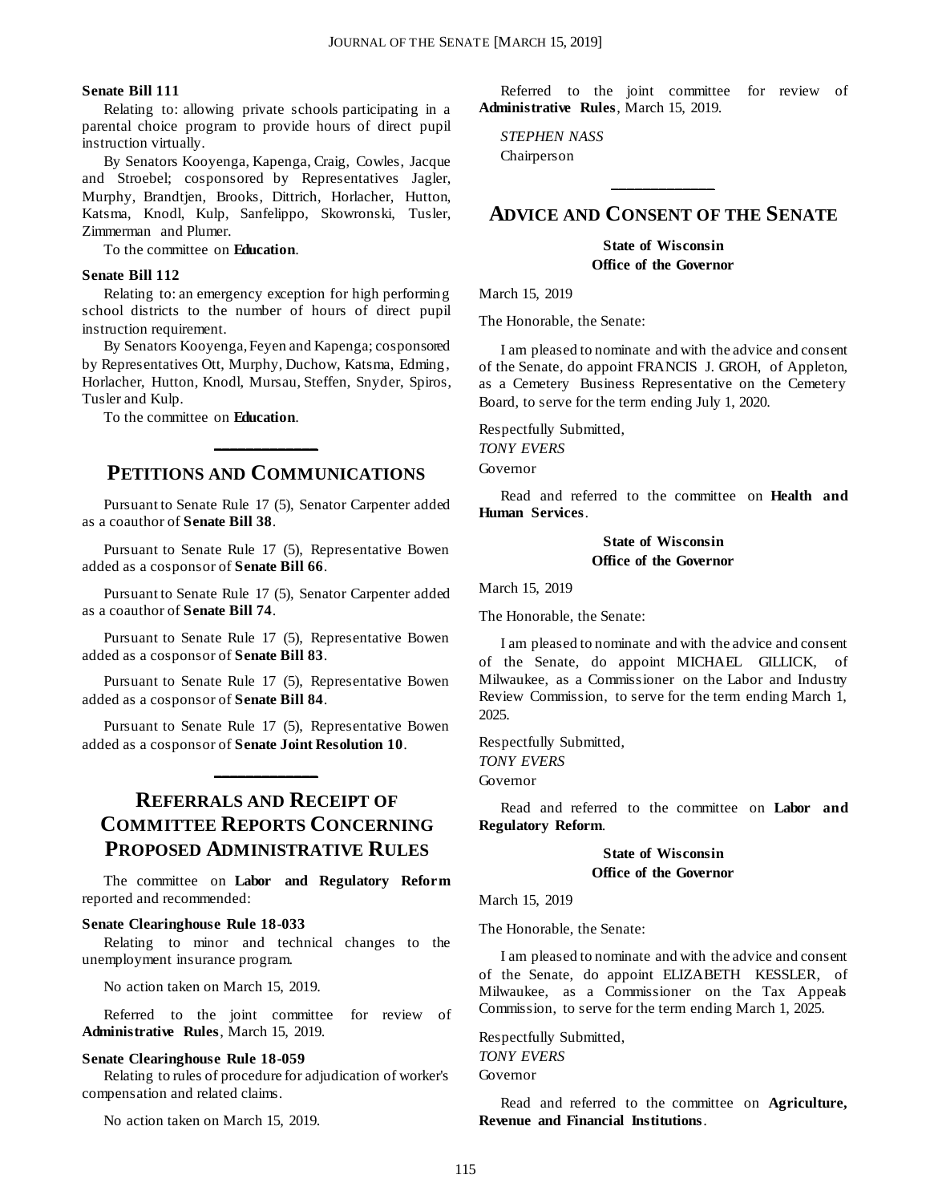**Senate Bill 111**

Relating to: allowing private schools participating in a parental choice program to provide hours of direct pupil instruction virtually.

By Senators Kooyenga, Kapenga, Craig, Cowles, Jacque and Stroebel; cosponsored by Representatives Jagler, Murphy, Brandtjen, Brooks, Dittrich, Horlacher, Hutton, Katsma, Knodl, Kulp, Sanfelippo, Skowronski, Tusler, Zimmerman and Plumer.

To the committee on **Education**.

**Senate Bill 112**

Relating to: an emergency exception for high performing school districts to the number of hours of direct pupil instruction requirement.

By Senators Kooyenga, Feyen and Kapenga; cosponsored by Representatives Ott, Murphy, Duchow, Katsma, Edming, Horlacher, Hutton, Knodl, Mursau, Steffen, Snyder, Spiros, Tusler and Kulp.

To the committee on **Education**.

## Petitions and Communications

Pursuant to Senate Rule 17 (5), Senator Carpenter added as a coauthor of **Senate Bill 38**.

Pursuant to Senate Rule 17 (5), Representative Bowen added as a cosponsor of **Senate Bill 66**.

Pursuant to Senate Rule 17 (5), Senator Carpenter added as a coauthor of **Senate Bill 74**.

Pursuant to Senate Rule 17 (5), Representative Bowen added as a cosponsor of **Senate Bill 83**.

Pursuant to Senate Rule 17 (5), Representative Bowen added as a cosponsor of **Senate Bill 84**.

Pursuant to Senate Rule 17 (5), Representative Bowen added as a cosponsor of **Senate Joint Resolution 10**.

## Referrals and Receipt of Committee Reports Concerning Proposed Administrative Rules

The committee on **Labor and Regulatory Reform** reported and recommended:

**Senate Clearinghouse Rule 18-033**

Relating to minor and technical changes to the unemployment insurance program.

No action taken on March 15, 2019.

Referred to the joint committee for review of **Administrative Rules**, March 15, 2019.

**Senate Clearinghouse Rule 18-059**

Relating to rules of procedure for adjudication of worker's compensation and related claims.

No action taken on March 15, 2019.

Referred to the joint committee for review of **Administrative Rules**, March 15, 2019.

*STEPHEN NASS*
Chairperson

## Advice and Consent of the Senate

**State of Wisconsin**
**Office of the Governor**

March 15, 2019

The Honorable, the Senate:

I am pleased to nominate and with the advice and consent of the Senate, do appoint FRANCIS J. GROH, of Appleton, as a Cemetery Business Representative on the Cemetery Board, to serve for the term ending July 1, 2020.

Respectfully Submitted,
*TONY EVERS*
Governor

Read and referred to the committee on **Health and Human Services**.

**State of Wisconsin**
**Office of the Governor**

March 15, 2019

The Honorable, the Senate:

I am pleased to nominate and with the advice and consent of the Senate, do appoint MICHAEL GILLICK, of Milwaukee, as a Commissioner on the Labor and Industry Review Commission, to serve for the term ending March 1, 2025.

Respectfully Submitted,
*TONY EVERS*
Governor

Read and referred to the committee on **Labor and Regulatory Reform**.

**State of Wisconsin**
**Office of the Governor**

March 15, 2019

The Honorable, the Senate:

I am pleased to nominate and with the advice and consent of the Senate, do appoint ELIZABETH KESSLER, of Milwaukee, as a Commissioner on the Tax Appeals Commission, to serve for the term ending March 1, 2025.

Respectfully Submitted,
*TONY EVERS*
Governor

Read and referred to the committee on **Agriculture, Revenue and Financial Institutions**.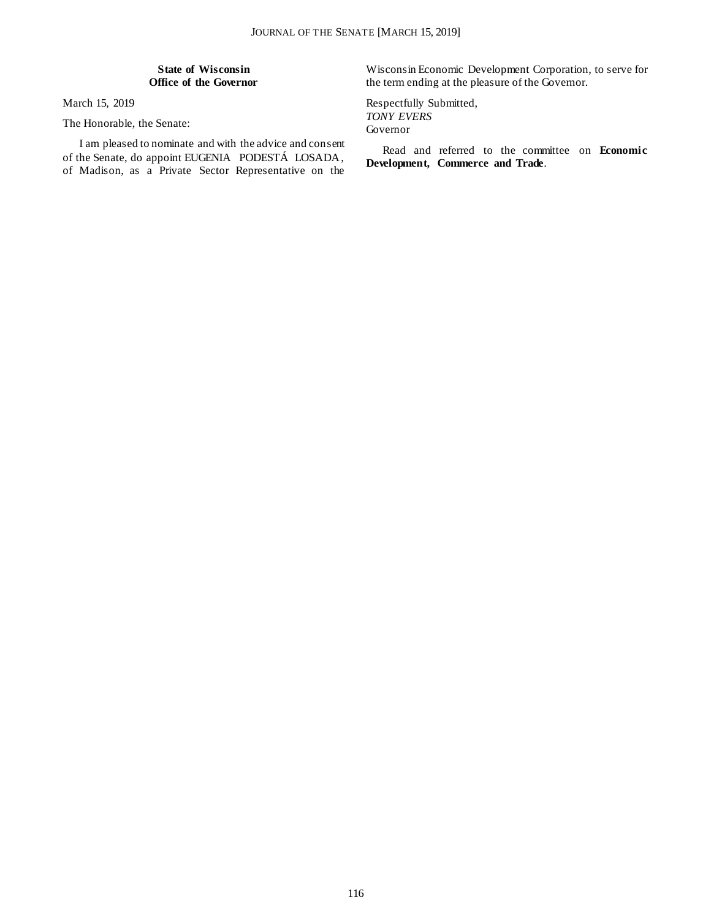**State of Wisconsin**
**Office of the Governor**

March 15, 2019

The Honorable, the Senate:

I am pleased to nominate and with the advice and consent of the Senate, do appoint EUGENIA PODESTÁ LOSADA, of Madison, as a Private Sector Representative on the Wisconsin Economic Development Corporation, to serve for the term ending at the pleasure of the Governor.

Respectfully Submitted,
*TONY EVERS*
Governor

Read and referred to the committee on **Economic Development, Commerce and Trade**.